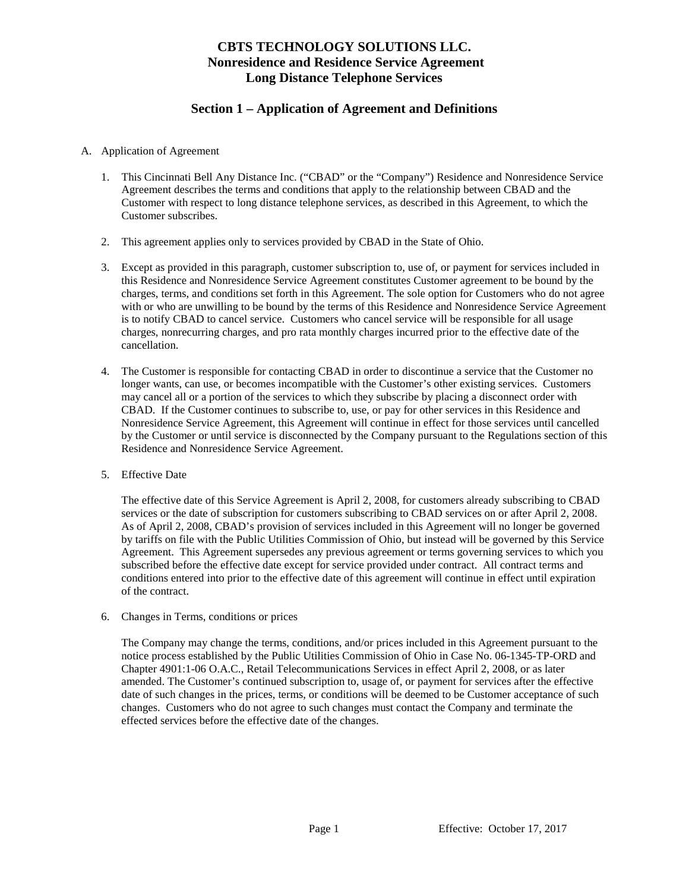# CBTS TECHNOLOGY SOLUTIONS LLC.
# Nonresidence and Residence Service Agreement
# Long Distance Telephone Services

## Section 1 – Application of Agreement and Definitions

A. Application of Agreement

1. This Cincinnati Bell Any Distance Inc. ("CBAD" or the "Company") Residence and Nonresidence Service Agreement describes the terms and conditions that apply to the relationship between CBAD and the Customer with respect to long distance telephone services, as described in this Agreement, to which the Customer subscribes.

2. This agreement applies only to services provided by CBAD in the State of Ohio.

3. Except as provided in this paragraph, customer subscription to, use of, or payment for services included in this Residence and Nonresidence Service Agreement constitutes Customer agreement to be bound by the charges, terms, and conditions set forth in this Agreement. The sole option for Customers who do not agree with or who are unwilling to be bound by the terms of this Residence and Nonresidence Service Agreement is to notify CBAD to cancel service. Customers who cancel service will be responsible for all usage charges, nonrecurring charges, and pro rata monthly charges incurred prior to the effective date of the cancellation.

4. The Customer is responsible for contacting CBAD in order to discontinue a service that the Customer no longer wants, can use, or becomes incompatible with the Customer's other existing services. Customers may cancel all or a portion of the services to which they subscribe by placing a disconnect order with CBAD. If the Customer continues to subscribe to, use, or pay for other services in this Residence and Nonresidence Service Agreement, this Agreement will continue in effect for those services until cancelled by the Customer or until service is disconnected by the Company pursuant to the Regulations section of this Residence and Nonresidence Service Agreement.

5. Effective Date

   The effective date of this Service Agreement is April 2, 2008, for customers already subscribing to CBAD services or the date of subscription for customers subscribing to CBAD services on or after April 2, 2008. As of April 2, 2008, CBAD's provision of services included in this Agreement will no longer be governed by tariffs on file with the Public Utilities Commission of Ohio, but instead will be governed by this Service Agreement. This Agreement supersedes any previous agreement or terms governing services to which you subscribed before the effective date except for service provided under contract. All contract terms and conditions entered into prior to the effective date of this agreement will continue in effect until expiration of the contract.

6. Changes in Terms, conditions or prices

   The Company may change the terms, conditions, and/or prices included in this Agreement pursuant to the notice process established by the Public Utilities Commission of Ohio in Case No. 06-1345-TP-ORD and Chapter 4901:1-06 O.A.C., Retail Telecommunications Services in effect April 2, 2008, or as later amended. The Customer's continued subscription to, usage of, or payment for services after the effective date of such changes in the prices, terms, or conditions will be deemed to be Customer acceptance of such changes. Customers who do not agree to such changes must contact the Company and terminate the effected services before the effective date of the changes.

Effective: October 17, 2017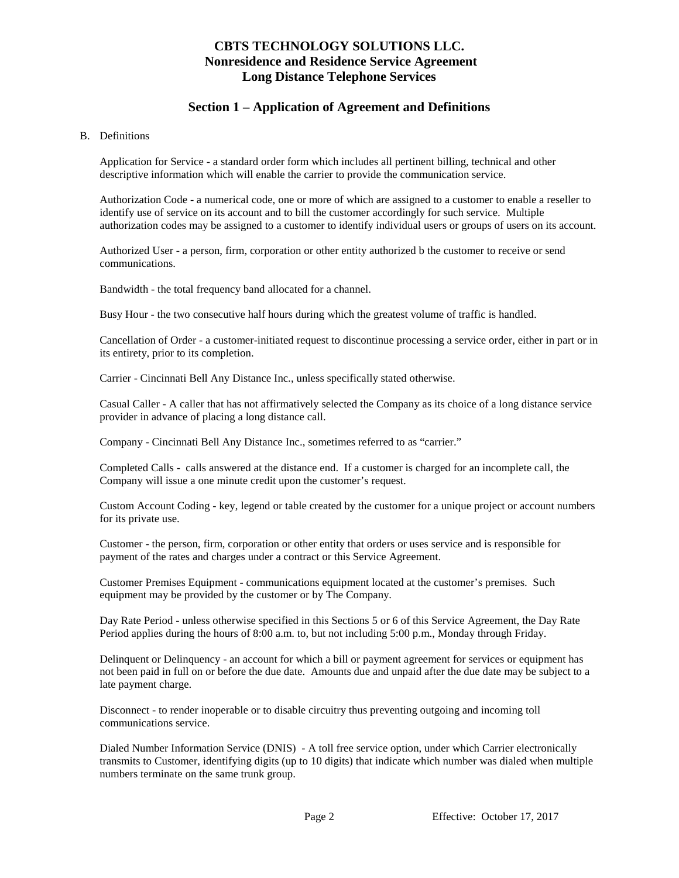# CBTS TECHNOLOGY SOLUTIONS LLC.
# Nonresidence and Residence Service Agreement
# Long Distance Telephone Services

## Section 1 – Application of Agreement and Definitions

B. Definitions

Application for Service - a standard order form which includes all pertinent billing, technical and other descriptive information which will enable the carrier to provide the communication service.

Authorization Code - a numerical code, one or more of which are assigned to a customer to enable a reseller to identify use of service on its account and to bill the customer accordingly for such service. Multiple authorization codes may be assigned to a customer to identify individual users or groups of users on its account.

Authorized User - a person, firm, corporation or other entity authorized b the customer to receive or send communications.

Bandwidth - the total frequency band allocated for a channel.

Busy Hour - the two consecutive half hours during which the greatest volume of traffic is handled.

Cancellation of Order - a customer-initiated request to discontinue processing a service order, either in part or in its entirety, prior to its completion.

Carrier - Cincinnati Bell Any Distance Inc., unless specifically stated otherwise.

Casual Caller - A caller that has not affirmatively selected the Company as its choice of a long distance service provider in advance of placing a long distance call.

Company - Cincinnati Bell Any Distance Inc., sometimes referred to as "carrier."

Completed Calls - calls answered at the distance end. If a customer is charged for an incomplete call, the Company will issue a one minute credit upon the customer's request.

Custom Account Coding - key, legend or table created by the customer for a unique project or account numbers for its private use.

Customer - the person, firm, corporation or other entity that orders or uses service and is responsible for payment of the rates and charges under a contract or this Service Agreement.

Customer Premises Equipment - communications equipment located at the customer's premises. Such equipment may be provided by the customer or by The Company.

Day Rate Period - unless otherwise specified in this Sections 5 or 6 of this Service Agreement, the Day Rate Period applies during the hours of 8:00 a.m. to, but not including 5:00 p.m., Monday through Friday.

Delinquent or Delinquency - an account for which a bill or payment agreement for services or equipment has not been paid in full on or before the due date. Amounts due and unpaid after the due date may be subject to a late payment charge.

Disconnect - to render inoperable or to disable circuitry thus preventing outgoing and incoming toll communications service.

Dialed Number Information Service (DNIS) - A toll free service option, under which Carrier electronically transmits to Customer, identifying digits (up to 10 digits) that indicate which number was dialed when multiple numbers terminate on the same trunk group.

Effective: October 17, 2017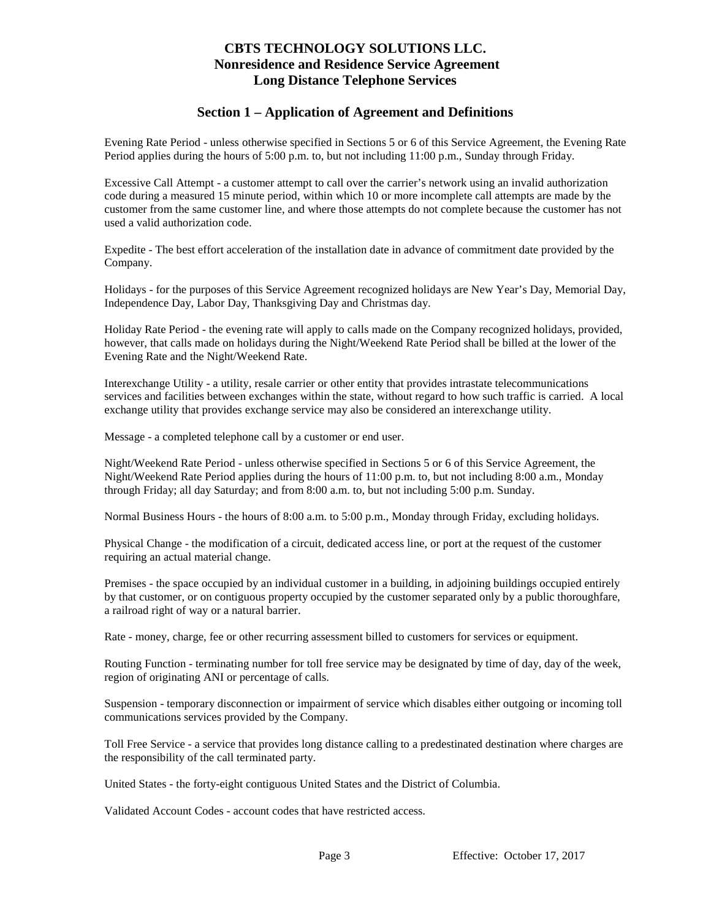# CBTS TECHNOLOGY SOLUTIONS LLC.
## Nonresidence and Residence Service Agreement
## Long Distance Telephone Services

## Section 1 – Application of Agreement and Definitions

Evening Rate Period - unless otherwise specified in Sections 5 or 6 of this Service Agreement, the Evening Rate Period applies during the hours of 5:00 p.m. to, but not including 11:00 p.m., Sunday through Friday.

Excessive Call Attempt - a customer attempt to call over the carrier's network using an invalid authorization code during a measured 15 minute period, within which 10 or more incomplete call attempts are made by the customer from the same customer line, and where those attempts do not complete because the customer has not used a valid authorization code.

Expedite - The best effort acceleration of the installation date in advance of commitment date provided by the Company.

Holidays - for the purposes of this Service Agreement recognized holidays are New Year's Day, Memorial Day, Independence Day, Labor Day, Thanksgiving Day and Christmas day.

Holiday Rate Period - the evening rate will apply to calls made on the Company recognized holidays, provided, however, that calls made on holidays during the Night/Weekend Rate Period shall be billed at the lower of the Evening Rate and the Night/Weekend Rate.

Interexchange Utility - a utility, resale carrier or other entity that provides intrastate telecommunications services and facilities between exchanges within the state, without regard to how such traffic is carried. A local exchange utility that provides exchange service may also be considered an interexchange utility.

Message - a completed telephone call by a customer or end user.

Night/Weekend Rate Period - unless otherwise specified in Sections 5 or 6 of this Service Agreement, the Night/Weekend Rate Period applies during the hours of 11:00 p.m. to, but not including 8:00 a.m., Monday through Friday; all day Saturday; and from 8:00 a.m. to, but not including 5:00 p.m. Sunday.

Normal Business Hours - the hours of 8:00 a.m. to 5:00 p.m., Monday through Friday, excluding holidays.

Physical Change - the modification of a circuit, dedicated access line, or port at the request of the customer requiring an actual material change.

Premises - the space occupied by an individual customer in a building, in adjoining buildings occupied entirely by that customer, or on contiguous property occupied by the customer separated only by a public thoroughfare, a railroad right of way or a natural barrier.

Rate - money, charge, fee or other recurring assessment billed to customers for services or equipment.

Routing Function - terminating number for toll free service may be designated by time of day, day of the week, region of originating ANI or percentage of calls.

Suspension - temporary disconnection or impairment of service which disables either outgoing or incoming toll communications services provided by the Company.

Toll Free Service - a service that provides long distance calling to a predestinated destination where charges are the responsibility of the call terminated party.

United States - the forty-eight contiguous United States and the District of Columbia.

Validated Account Codes - account codes that have restricted access.

Effective: October 17, 2017